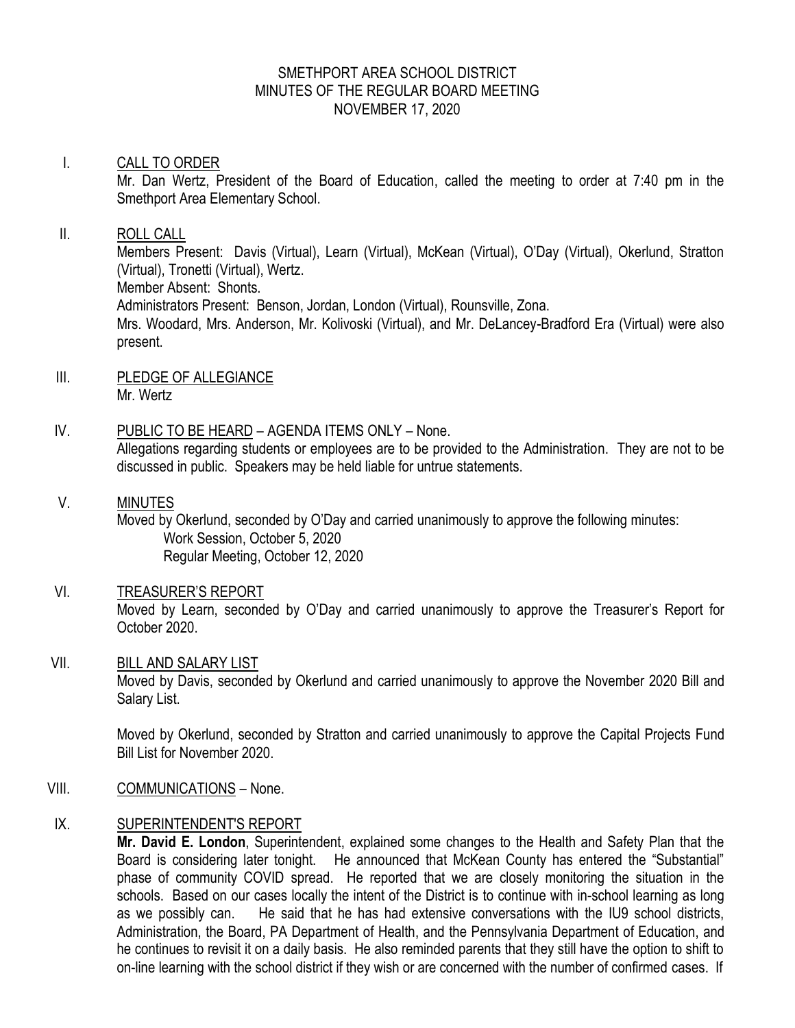# SMETHPORT AREA SCHOOL DISTRICT
## MINUTES OF THE REGULAR BOARD MEETING
### NOVEMBER 17, 2020

I. CALL TO ORDER

Mr. Dan Wertz, President of the Board of Education, called the meeting to order at 7:40 pm in the Smethport Area Elementary School.

II. ROLL CALL

Members Present: Davis (Virtual), Learn (Virtual), McKean (Virtual), O'Day (Virtual), Okerlund, Stratton (Virtual), Tronetti (Virtual), Wertz.
Member Absent: Shonts.
Administrators Present: Benson, Jordan, London (Virtual), Rounsville, Zona.
Mrs. Woodard, Mrs. Anderson, Mr. Kolivoski (Virtual), and Mr. DeLancey-Bradford Era (Virtual) were also present.

III. PLEDGE OF ALLEGIANCE

Mr. Wertz

IV. PUBLIC TO BE HEARD – AGENDA ITEMS ONLY – None.

Allegations regarding students or employees are to be provided to the Administration. They are not to be discussed in public. Speakers may be held liable for untrue statements.

V. MINUTES

Moved by Okerlund, seconded by O'Day and carried unanimously to approve the following minutes:
- Work Session, October 5, 2020
- Regular Meeting, October 12, 2020

VI. TREASURER'S REPORT

Moved by Learn, seconded by O'Day and carried unanimously to approve the Treasurer's Report for October 2020.

VII. BILL AND SALARY LIST

Moved by Davis, seconded by Okerlund and carried unanimously to approve the November 2020 Bill and Salary List.

Moved by Okerlund, seconded by Stratton and carried unanimously to approve the Capital Projects Fund Bill List for November 2020.

VIII. COMMUNICATIONS – None.

IX. SUPERINTENDENT'S REPORT

**Mr. David E. London**, Superintendent, explained some changes to the Health and Safety Plan that the Board is considering later tonight. He announced that McKean County has entered the "Substantial" phase of community COVID spread. He reported that we are closely monitoring the situation in the schools. Based on our cases locally the intent of the District is to continue with in-school learning as long as we possibly can. He said that he has had extensive conversations with the IU9 school districts, Administration, the Board, PA Department of Health, and the Pennsylvania Department of Education, and he continues to revisit it on a daily basis. He also reminded parents that they still have the option to shift to on-line learning with the school district if they wish or are concerned with the number of confirmed cases. If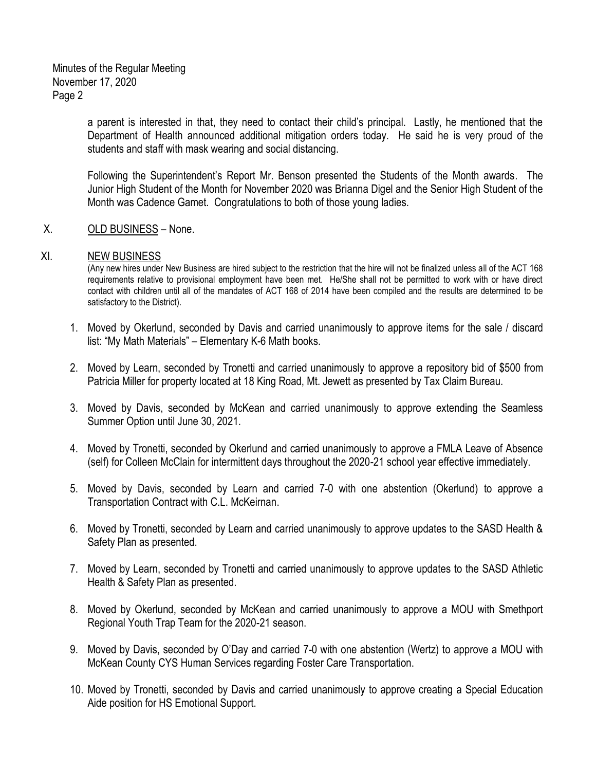a parent is interested in that, they need to contact their child's principal. Lastly, he mentioned that the Department of Health announced additional mitigation orders today. He said he is very proud of the students and staff with mask wearing and social distancing.

Following the Superintendent's Report Mr. Benson presented the Students of the Month awards. The Junior High Student of the Month for November 2020 was Brianna Digel and the Senior High Student of the Month was Cadence Gamet. Congratulations to both of those young ladies.

X. OLD BUSINESS – None.

XI. NEW BUSINESS

(Any new hires under New Business are hired subject to the restriction that the hire will not be finalized unless all of the ACT 168 requirements relative to provisional employment have been met. He/She shall not be permitted to work with or have direct contact with children until all of the mandates of ACT 168 of 2014 have been compiled and the results are determined to be satisfactory to the District).

1. Moved by Okerlund, seconded by Davis and carried unanimously to approve items for the sale / discard list: "My Math Materials" – Elementary K-6 Math books.

2. Moved by Learn, seconded by Tronetti and carried unanimously to approve a repository bid of $500 from Patricia Miller for property located at 18 King Road, Mt. Jewett as presented by Tax Claim Bureau.

3. Moved by Davis, seconded by McKean and carried unanimously to approve extending the Seamless Summer Option until June 30, 2021.

4. Moved by Tronetti, seconded by Okerlund and carried unanimously to approve a FMLA Leave of Absence (self) for Colleen McClain for intermittent days throughout the 2020-21 school year effective immediately.

5. Moved by Davis, seconded by Learn and carried 7-0 with one abstention (Okerlund) to approve a Transportation Contract with C.L. McKeirnan.

6. Moved by Tronetti, seconded by Learn and carried unanimously to approve updates to the SASD Health & Safety Plan as presented.

7. Moved by Learn, seconded by Tronetti and carried unanimously to approve updates to the SASD Athletic Health & Safety Plan as presented.

8. Moved by Okerlund, seconded by McKean and carried unanimously to approve a MOU with Smethport Regional Youth Trap Team for the 2020-21 season.

9. Moved by Davis, seconded by O'Day and carried 7-0 with one abstention (Wertz) to approve a MOU with McKean County CYS Human Services regarding Foster Care Transportation.

10. Moved by Tronetti, seconded by Davis and carried unanimously to approve creating a Special Education Aide position for HS Emotional Support.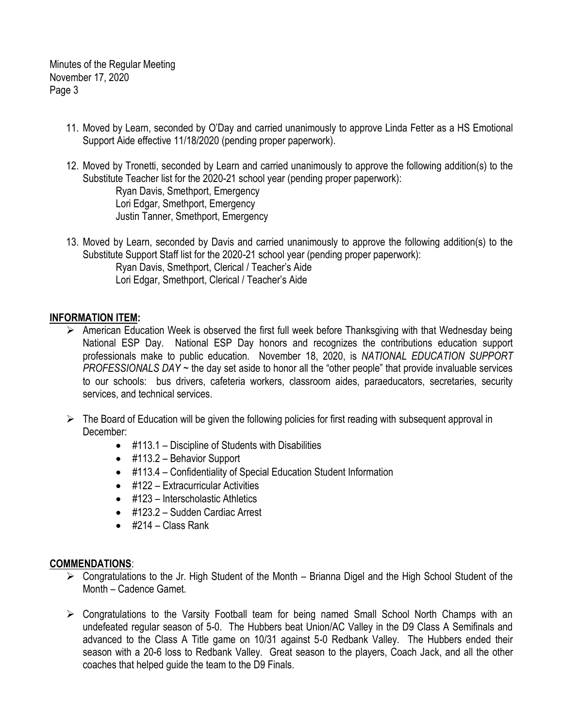11. Moved by Learn, seconded by O'Day and carried unanimously to approve Linda Fetter as a HS Emotional Support Aide effective 11/18/2020 (pending proper paperwork).

12. Moved by Tronetti, seconded by Learn and carried unanimously to approve the following addition(s) to the Substitute Teacher list for the 2020-21 school year (pending proper paperwork):
    Ryan Davis, Smethport, Emergency
    Lori Edgar, Smethport, Emergency
    Justin Tanner, Smethport, Emergency

13. Moved by Learn, seconded by Davis and carried unanimously to approve the following addition(s) to the Substitute Support Staff list for the 2020-21 school year (pending proper paperwork):
    Ryan Davis, Smethport, Clerical / Teacher's Aide
    Lori Edgar, Smethport, Clerical / Teacher's Aide

## INFORMATION ITEM:

- American Education Week is observed the first full week before Thanksgiving with that Wednesday being National ESP Day. National ESP Day honors and recognizes the contributions education support professionals make to public education. November 18, 2020, is *NATIONAL EDUCATION SUPPORT PROFESSIONALS DAY* ~ the day set aside to honor all the "other people" that provide invaluable services to our schools: bus drivers, cafeteria workers, classroom aides, paraeducators, secretaries, security services, and technical services.

- The Board of Education will be given the following policies for first reading with subsequent approval in December:
    - #113.1 – Discipline of Students with Disabilities
    - #113.2 – Behavior Support
    - #113.4 – Confidentiality of Special Education Student Information
    - #122 – Extracurricular Activities
    - #123 – Interscholastic Athletics
    - #123.2 – Sudden Cardiac Arrest
    - #214 – Class Rank

## COMMENDATIONS:

- Congratulations to the Jr. High Student of the Month – Brianna Digel and the High School Student of the Month – Cadence Gamet.

- Congratulations to the Varsity Football team for being named Small School North Champs with an undefeated regular season of 5-0. The Hubbers beat Union/AC Valley in the D9 Class A Semifinals and advanced to the Class A Title game on 10/31 against 5-0 Redbank Valley. The Hubbers ended their season with a 20-6 loss to Redbank Valley. Great season to the players, Coach Jack, and all the other coaches that helped guide the team to the D9 Finals.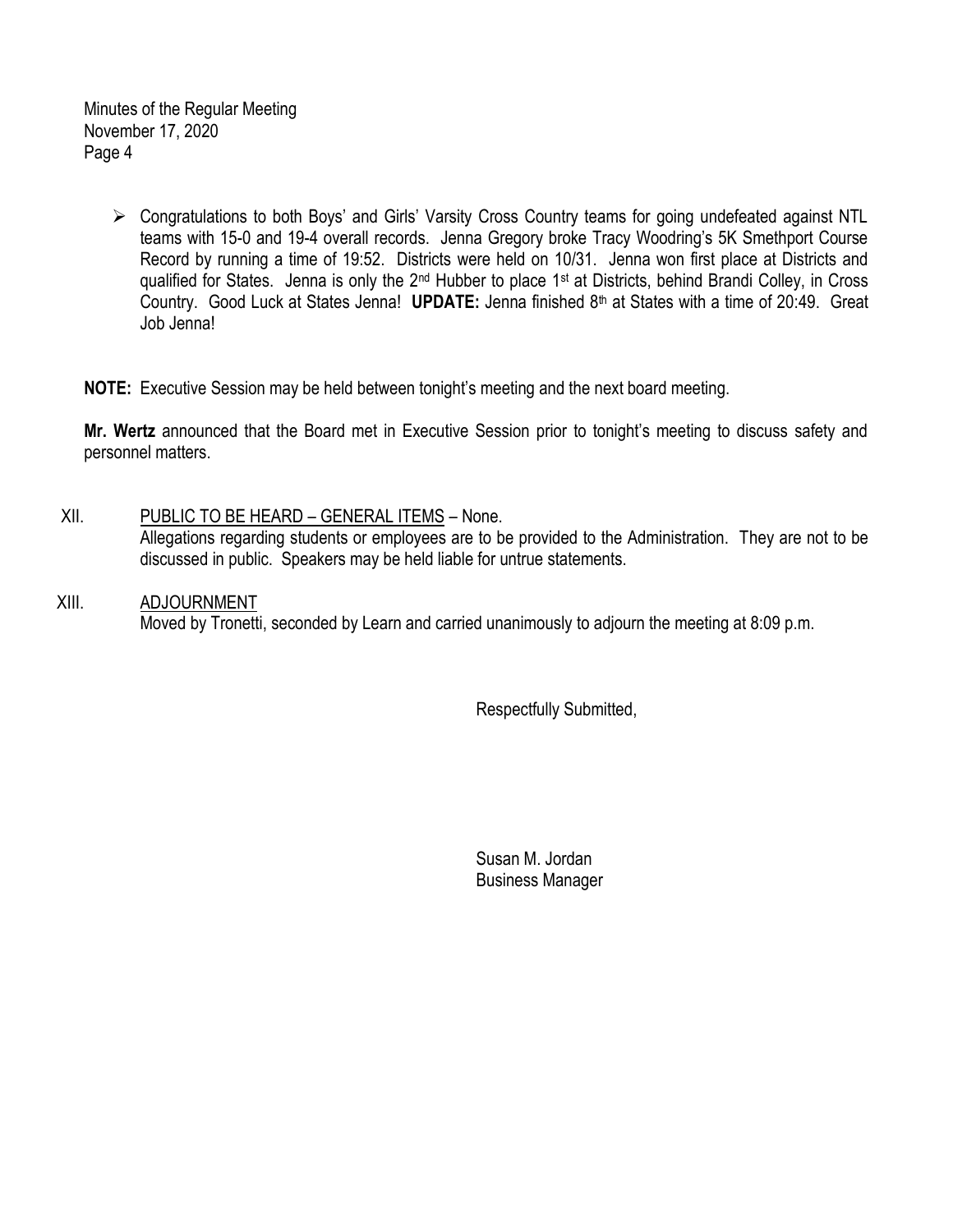- Congratulations to both Boys' and Girls' Varsity Cross Country teams for going undefeated against NTL teams with 15-0 and 19-4 overall records. Jenna Gregory broke Tracy Woodring's 5K Smethport Course Record by running a time of 19:52. Districts were held on 10/31. Jenna won first place at Districts and qualified for States. Jenna is only the 2nd Hubber to place 1st at Districts, behind Brandi Colley, in Cross Country. Good Luck at States Jenna! **UPDATE:** Jenna finished 8th at States with a time of 20:49. Great Job Jenna!

**NOTE:** Executive Session may be held between tonight's meeting and the next board meeting.

**Mr. Wertz** announced that the Board met in Executive Session prior to tonight's meeting to discuss safety and personnel matters.

XII. PUBLIC TO BE HEARD – GENERAL ITEMS – None.
Allegations regarding students or employees are to be provided to the Administration. They are not to be discussed in public. Speakers may be held liable for untrue statements.

XIII. ADJOURNMENT
Moved by Tronetti, seconded by Learn and carried unanimously to adjourn the meeting at 8:09 p.m.

Respectfully Submitted,

Susan M. Jordan
Business Manager